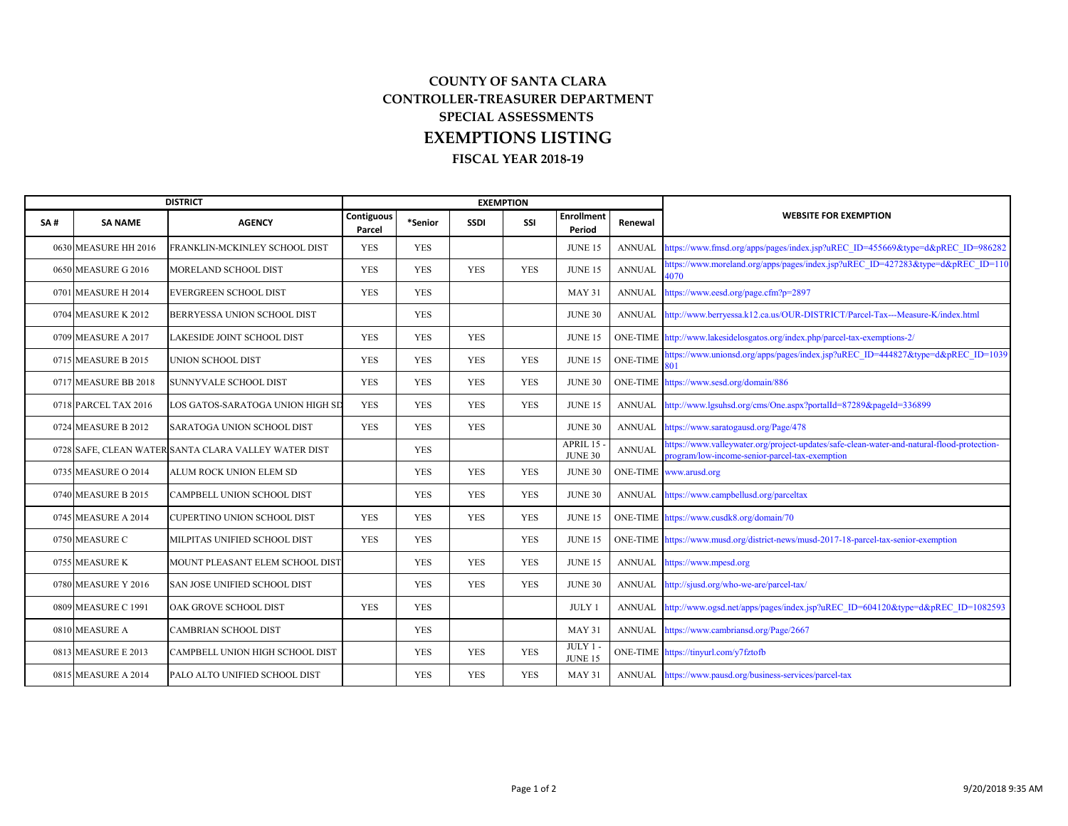# COUNTY OF SANTA CLARA
## CONTROLLER-TREASURER DEPARTMENT
## SPECIAL ASSESSMENTS
# EXEMPTIONS LISTING
### FISCAL YEAR 2018-19

| DISTRICT | | | EXEMPTION | | | | | | |
|---|---|---|---|---|---|---|---|---|---|
| SA # | SA NAME | AGENCY | Contiguous Parcel | *Senior | SSDI | SSI | Enrollment Period | Renewal | WEBSITE FOR EXEMPTION |
| 0630 | MEASURE HH 2016 | FRANKLIN-MCKINLEY SCHOOL DIST | YES | YES | | | JUNE 15 | ANNUAL | https://www.fmsd.org/apps/pages/index.jsp?uREC_ID=455669&type=d&pREC_ID=986282 |
| 0650 | MEASURE G 2016 | MORELAND SCHOOL DIST | YES | YES | YES | YES | JUNE 15 | ANNUAL | https://www.moreland.org/apps/pages/index.jsp?uREC_ID=427283&type=d&pREC_ID=1104070 |
| 0701 | MEASURE H 2014 | EVERGREEN SCHOOL DIST | YES | YES | | | MAY 31 | ANNUAL | https://www.eesd.org/page.cfm?p=2897 |
| 0704 | MEASURE K 2012 | BERRYESSA UNION SCHOOL DIST | | YES | | | JUNE 30 | ANNUAL | http://www.berryessa.k12.ca.us/OUR-DISTRICT/Parcel-Tax---Measure-K/index.html |
| 0709 | MEASURE A 2017 | LAKESIDE JOINT SCHOOL DIST | YES | YES | YES | | JUNE 15 | ONE-TIME | http://www.lakesidelosgatos.org/index.php/parcel-tax-exemptions-2/ |
| 0715 | MEASURE B 2015 | UNION SCHOOL DIST | YES | YES | YES | YES | JUNE 15 | ONE-TIME | https://www.unionsd.org/apps/pages/index.jsp?uREC_ID=444827&type=d&pREC_ID=1039801 |
| 0717 | MEASURE BB 2018 | SUNNYVALE SCHOOL DIST | YES | YES | YES | YES | JUNE 30 | ONE-TIME | https://www.sesd.org/domain/886 |
| 0718 | PARCEL TAX 2016 | LOS GATOS-SARATOGA UNION HIGH SD | YES | YES | YES | YES | JUNE 15 | ANNUAL | http://www.lgsuhsd.org/cms/One.aspx?portalId=87289&pageId=336899 |
| 0724 | MEASURE B 2012 | SARATOGA UNION SCHOOL DIST | YES | YES | YES | | JUNE 30 | ANNUAL | https://www.saratogausd.org/Page/478 |
| 0728 | SAFE, CLEAN WATER | SANTA CLARA VALLEY WATER DIST | | YES | | | APRIL 15 - JUNE 30 | ANNUAL | https://www.valleywater.org/project-updates/safe-clean-water-and-natural-flood-protection-program/low-income-senior-parcel-tax-exemption |
| 0735 | MEASURE O 2014 | ALUM ROCK UNION ELEM SD | | YES | YES | YES | JUNE 30 | ONE-TIME | www.arusd.org |
| 0740 | MEASURE B 2015 | CAMPBELL UNION SCHOOL DIST | | YES | YES | YES | JUNE 30 | ANNUAL | https://www.campbellusd.org/parceltax |
| 0745 | MEASURE A 2014 | CUPERTINO UNION SCHOOL DIST | YES | YES | YES | YES | JUNE 15 | ONE-TIME | https://www.cusdk8.org/domain/70 |
| 0750 | MEASURE C | MILPITAS UNIFIED SCHOOL DIST | YES | YES | | YES | JUNE 15 | ONE-TIME | https://www.musd.org/district-news/musd-2017-18-parcel-tax-senior-exemption |
| 0755 | MEASURE K | MOUNT PLEASANT ELEM SCHOOL DIST | | YES | YES | YES | JUNE 15 | ANNUAL | https://www.mpesd.org |
| 0780 | MEASURE Y 2016 | SAN JOSE UNIFIED SCHOOL DIST | | YES | YES | YES | JUNE 30 | ANNUAL | http://sjusd.org/who-we-are/parcel-tax/ |
| 0809 | MEASURE C 1991 | OAK GROVE SCHOOL DIST | YES | YES | | | JULY 1 | ANNUAL | http://www.ogsd.net/apps/pages/index.jsp?uREC_ID=604120&type=d&pREC_ID=1082593 |
| 0810 | MEASURE A | CAMBRIAN SCHOOL DIST | | YES | | | MAY 31 | ANNUAL | https://www.cambriansd.org/Page/2667 |
| 0813 | MEASURE E 2013 | CAMPBELL UNION HIGH SCHOOL DIST | | YES | YES | YES | JULY 1 - JUNE 15 | ONE-TIME | https://tinyurl.com/y7fztofb |
| 0815 | MEASURE A 2014 | PALO ALTO UNIFIED SCHOOL DIST | | YES | YES | YES | MAY 31 | ANNUAL | https://www.pausd.org/business-services/parcel-tax |

9/20/2018 9:35 AM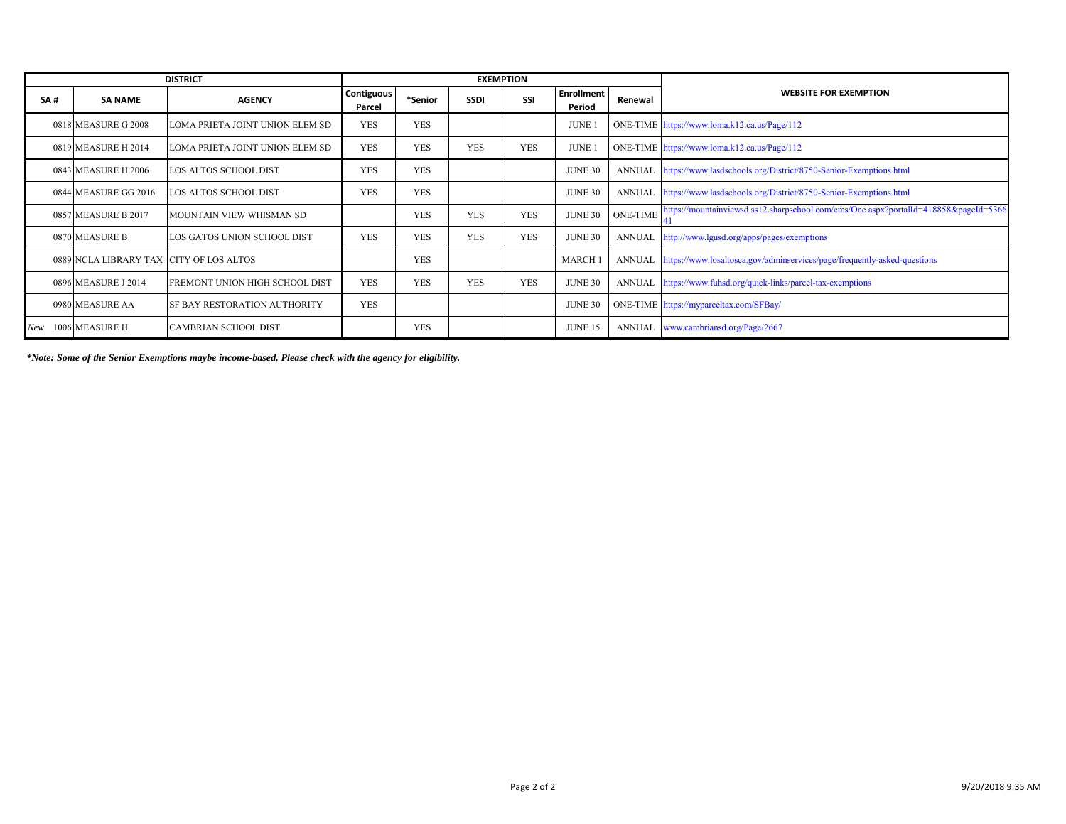| DISTRICT | | | EXEMPTION | | | | | | WEBSITE FOR EXEMPTION |
|---|---|---|---|---|---|---|---|---|---|
| SA # | SA NAME | AGENCY | Contiguous Parcel | *Senior | SSDI | SSI | Enrollment Period | Renewal | |
| 0818 | MEASURE G 2008 | LOMA PRIETA JOINT UNION ELEM SD | YES | YES | | | JUNE 1 | ONE-TIME | https://www.loma.k12.ca.us/Page/112 |
| 0819 | MEASURE H 2014 | LOMA PRIETA JOINT UNION ELEM SD | YES | YES | YES | YES | JUNE 1 | ONE-TIME | https://www.loma.k12.ca.us/Page/112 |
| 0843 | MEASURE H 2006 | LOS ALTOS SCHOOL DIST | YES | YES | | | JUNE 30 | ANNUAL | https://www.lasdschools.org/District/8750-Senior-Exemptions.html |
| 0844 | MEASURE GG 2016 | LOS ALTOS SCHOOL DIST | YES | YES | | | JUNE 30 | ANNUAL | https://www.lasdschools.org/District/8750-Senior-Exemptions.html |
| 0857 | MEASURE B 2017 | MOUNTAIN VIEW WHISMAN SD | | YES | YES | YES | JUNE 30 | ONE-TIME | https://mountainviewsd.ss12.sharpschool.com/cms/One.aspx?portalId=418858&pageId=536641 |
| 0870 | MEASURE B | LOS GATOS UNION SCHOOL DIST | YES | YES | YES | YES | JUNE 30 | ANNUAL | http://www.lgusd.org/apps/pages/exemptions |
| 0889 | NCLA LIBRARY TAX | CITY OF LOS ALTOS | | YES | | | MARCH 1 | ANNUAL | https://www.losaltosca.gov/adminservices/page/frequently-asked-questions |
| 0896 | MEASURE J 2014 | FREMONT UNION HIGH SCHOOL DIST | YES | YES | YES | YES | JUNE 30 | ANNUAL | https://www.fuhsd.org/quick-links/parcel-tax-exemptions |
| 0980 | MEASURE AA | SF BAY RESTORATION AUTHORITY | YES | | | | JUNE 30 | ONE-TIME | https://myparceltax.com/SFBay/ |
| *New* 1006 | MEASURE H | CAMBRIAN SCHOOL DIST | | YES | | | JUNE 15 | ANNUAL | www.cambriansd.org/Page/2667 |

***Note: Some of the Senior Exemptions maybe income-based. Please check with the agency for eligibility.***

9/20/2018 9:35 AM